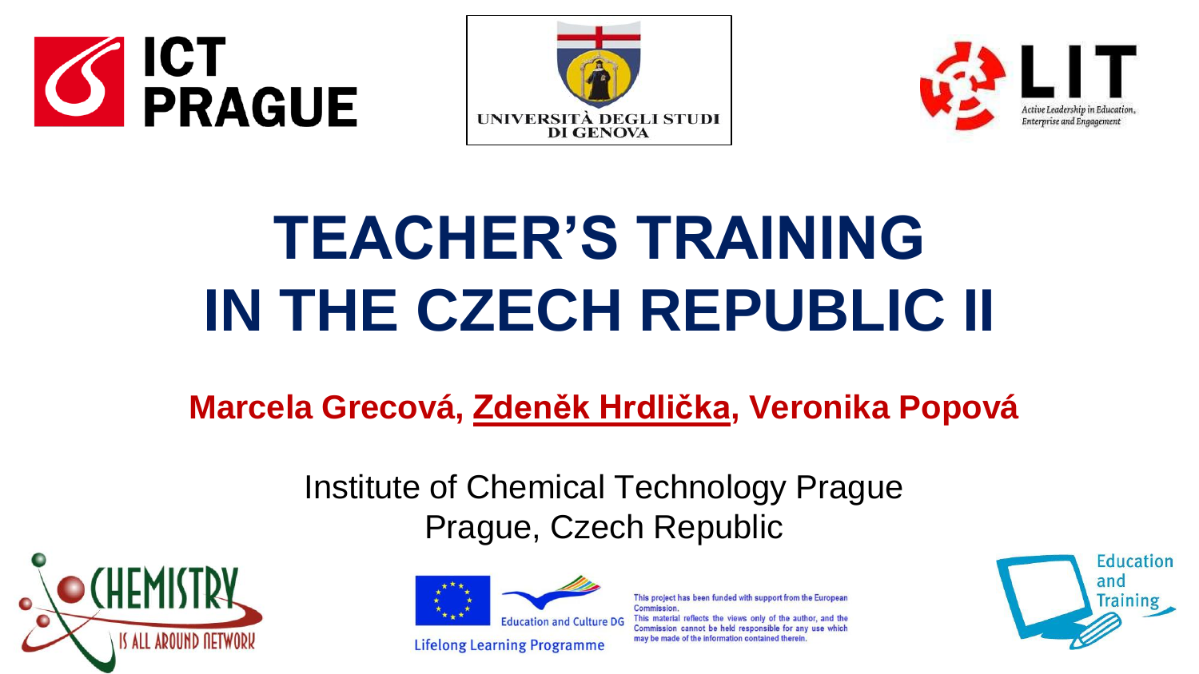# TEACHER'S TRAINING IN THE CZECH REPUBLIC II

**Marcela Grecová, Zdeněk Hrdlička, Veronika Popová**

Institute of Chemical Technology Prague
Prague, Czech Republic

Lifelong Learning Programme

Education and Culture DG

This project has been funded with support from the European Commission. This material reflects the views only of the author, and the Commission cannot be held responsible for any use which may be made of the information contained therein.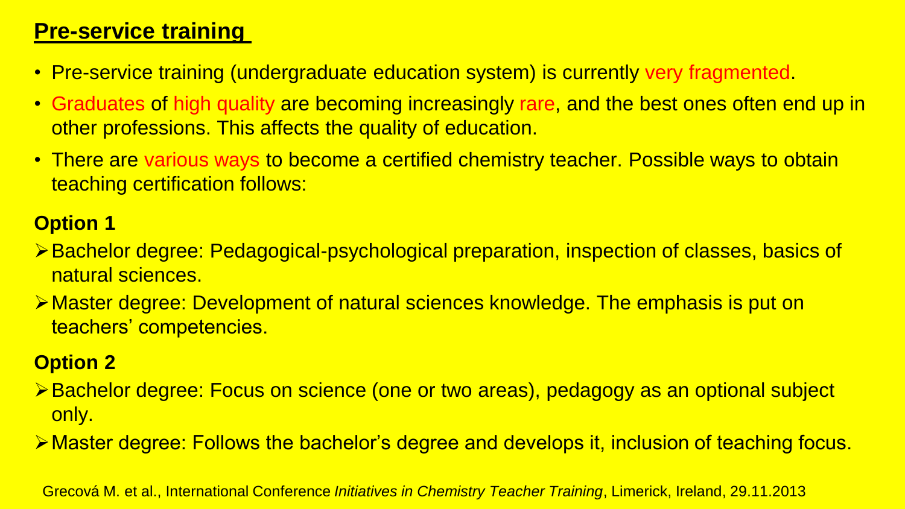## Pre-service training

- Pre-service training (undergraduate education system) is currently very fragmented.
- Graduates of high quality are becoming increasingly rare, and the best ones often end up in other professions. This affects the quality of education.
- There are various ways to become a certified chemistry teacher. Possible ways to obtain teaching certification follows:

### Option 1

- Bachelor degree: Pedagogical-psychological preparation, inspection of classes, basics of natural sciences.
- Master degree: Development of natural sciences knowledge. The emphasis is put on teachers' competencies.

### Option 2

- Bachelor degree: Focus on science (one or two areas), pedagogy as an optional subject only.
- Master degree: Follows the bachelor's degree and develops it, inclusion of teaching focus.

Grecová M. et al., International Conference *Initiatives in Chemistry Teacher Training*, Limerick, Ireland, 29.11.2013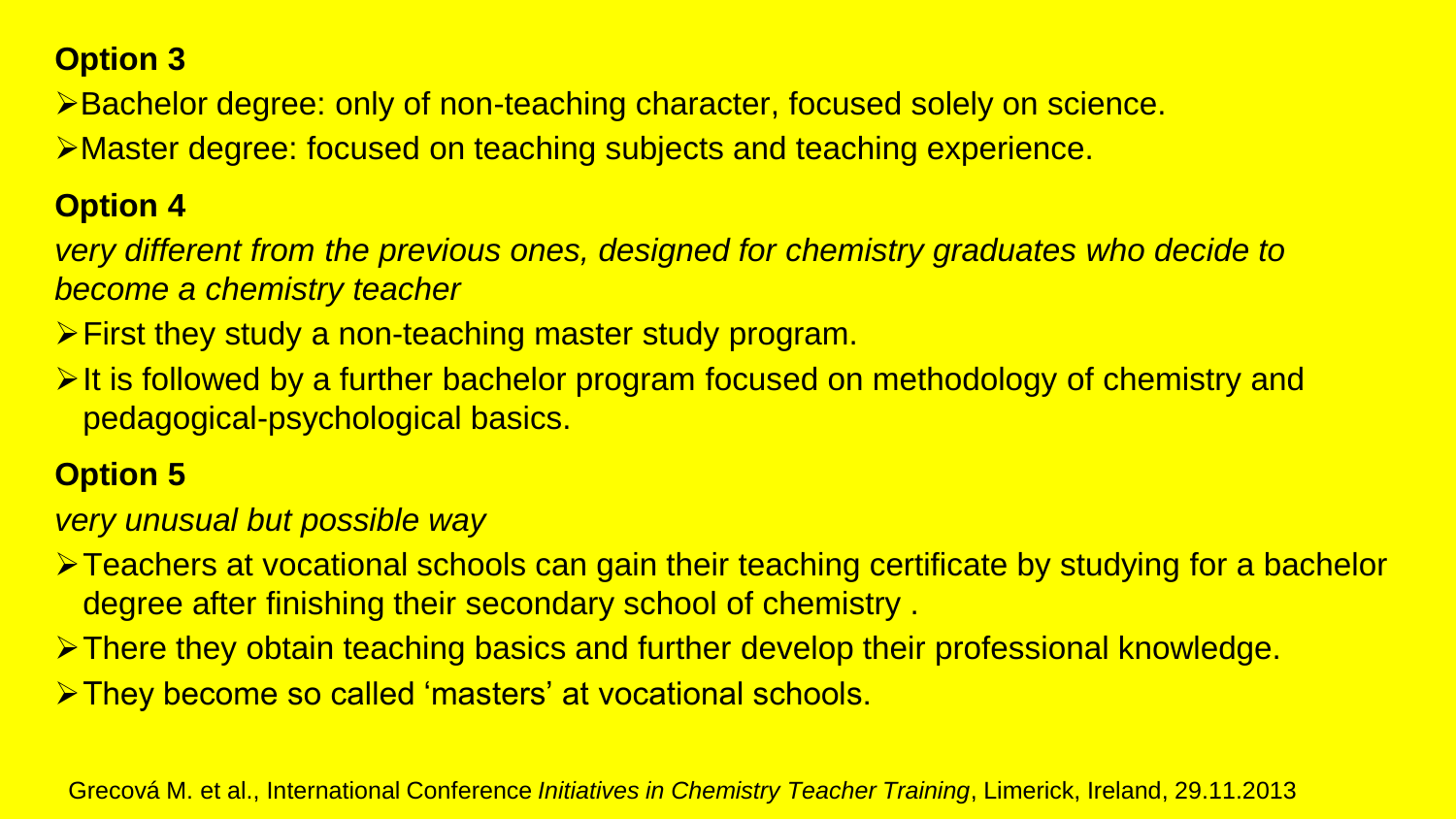**Option 3**

- Bachelor degree: only of non-teaching character, focused solely on science.
- Master degree: focused on teaching subjects and teaching experience.

**Option 4**

*very different from the previous ones, designed for chemistry graduates who decide to become a chemistry teacher*

- First they study a non-teaching master study program.
- It is followed by a further bachelor program focused on methodology of chemistry and pedagogical-psychological basics.

**Option 5**

*very unusual but possible way*

- Teachers at vocational schools can gain their teaching certificate by studying for a bachelor degree after finishing their secondary school of chemistry .
- There they obtain teaching basics and further develop their professional knowledge.
- They become so called 'masters' at vocational schools.

Grecová M. et al., International Conference *Initiatives in Chemistry Teacher Training*, Limerick, Ireland, 29.11.2013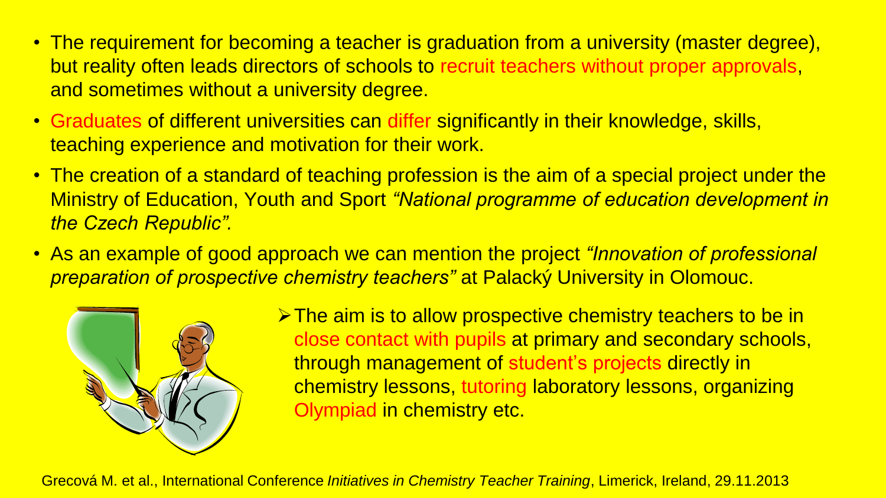- The requirement for becoming a teacher is graduation from a university (master degree), but reality often leads directors of schools to recruit teachers without proper approvals, and sometimes without a university degree.
- Graduates of different universities can differ significantly in their knowledge, skills, teaching experience and motivation for their work.
- The creation of a standard of teaching profession is the aim of a special project under the Ministry of Education, Youth and Sport *"National programme of education development in the Czech Republic".*
- As an example of good approach we can mention the project *"Innovation of professional preparation of prospective chemistry teachers"* at Palacký University in Olomouc.
  - The aim is to allow prospective chemistry teachers to be in close contact with pupils at primary and secondary schools, through management of student's projects directly in chemistry lessons, tutoring laboratory lessons, organizing Olympiad in chemistry etc.

Grecová M. et al., International Conference *Initiatives in Chemistry Teacher Training*, Limerick, Ireland, 29.11.2013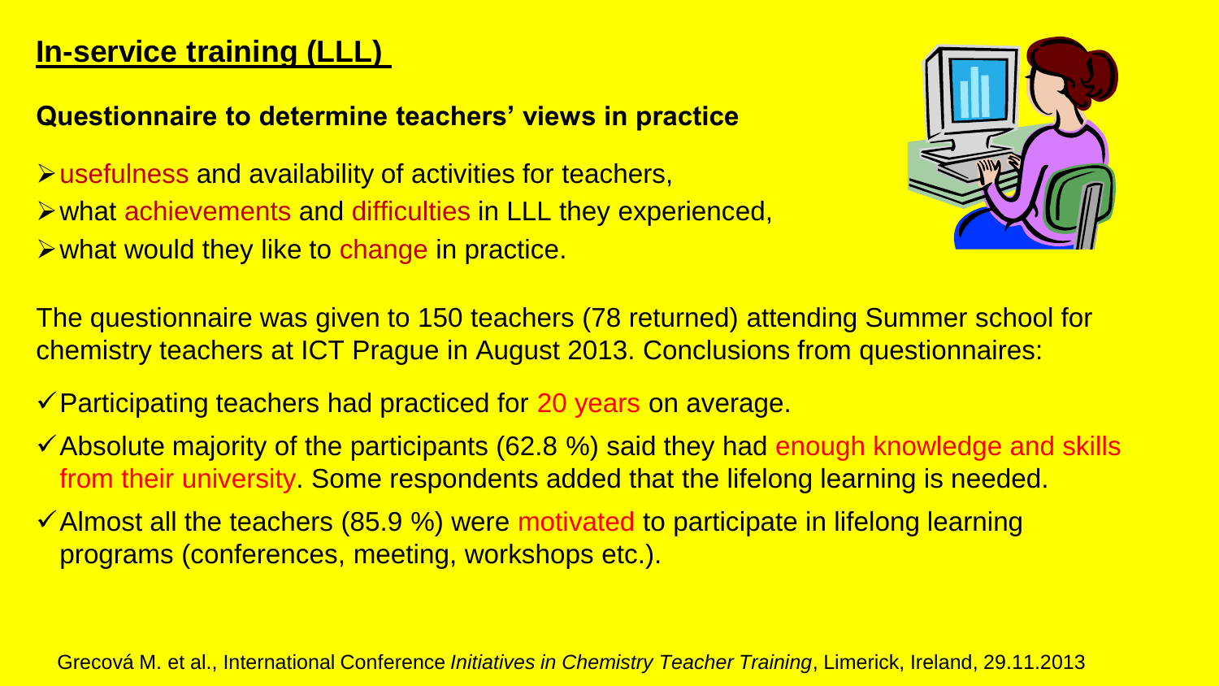## In-service training (LLL)

### Questionnaire to determine teachers' views in practice

- usefulness and availability of activities for teachers,
- what achievements and difficulties in LLL they experienced,
- what would they like to change in practice.

The questionnaire was given to 150 teachers (78 returned) attending Summer school for chemistry teachers at ICT Prague in August 2013. Conclusions from questionnaires:

- ✓ Participating teachers had practiced for 20 years on average.
- ✓ Absolute majority of the participants (62.8 %) said they had enough knowledge and skills from their university. Some respondents added that the lifelong learning is needed.
- ✓ Almost all the teachers (85.9 %) were motivated to participate in lifelong learning programs (conferences, meeting, workshops etc.).

Grecová M. et al., International Conference *Initiatives in Chemistry Teacher Training*, Limerick, Ireland, 29.11.2013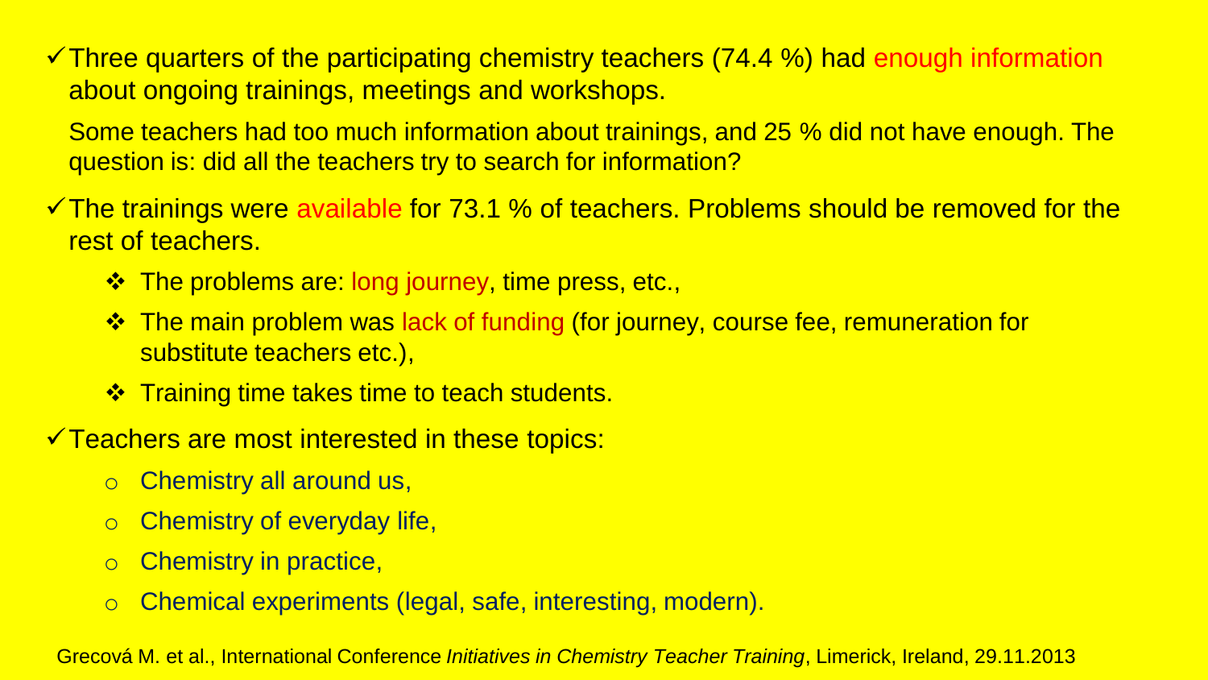- ✓ Three quarters of the participating chemistry teachers (74.4 %) had enough information about ongoing trainings, meetings and workshops.

  Some teachers had too much information about trainings, and 25 % did not have enough. The question is: did all the teachers try to search for information?

- ✓ The trainings were available for 73.1 % of teachers. Problems should be removed for the rest of teachers.
  - ❖ The problems are: long journey, time press, etc.,
  - ❖ The main problem was lack of funding (for journey, course fee, remuneration for substitute teachers etc.),
  - ❖ Training time takes time to teach students.

- ✓ Teachers are most interested in these topics:
  - Chemistry all around us,
  - Chemistry of everyday life,
  - Chemistry in practice,
  - Chemical experiments (legal, safe, interesting, modern).

Grecová M. et al., International Conference *Initiatives in Chemistry Teacher Training*, Limerick, Ireland, 29.11.2013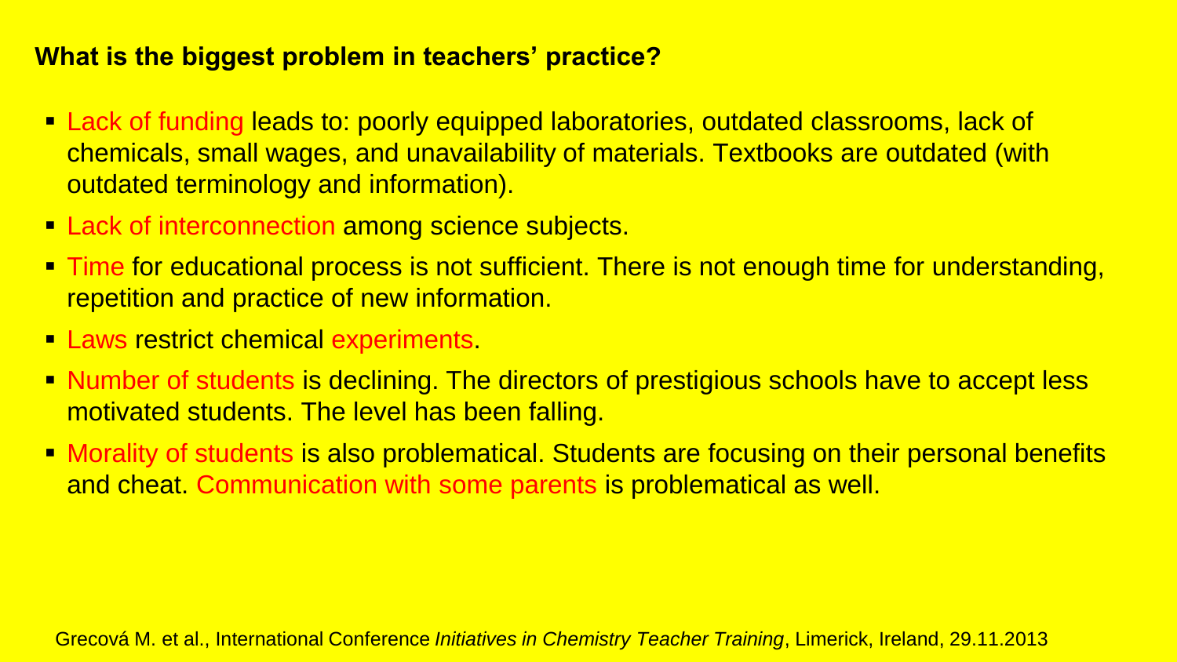## What is the biggest problem in teachers' practice?

- Lack of funding leads to: poorly equipped laboratories, outdated classrooms, lack of chemicals, small wages, and unavailability of materials. Textbooks are outdated (with outdated terminology and information).
- Lack of interconnection among science subjects.
- Time for educational process is not sufficient. There is not enough time for understanding, repetition and practice of new information.
- Laws restrict chemical experiments.
- Number of students is declining. The directors of prestigious schools have to accept less motivated students. The level has been falling.
- Morality of students is also problematical. Students are focusing on their personal benefits and cheat. Communication with some parents is problematical as well.

Grecová M. et al., International Conference *Initiatives in Chemistry Teacher Training*, Limerick, Ireland, 29.11.2013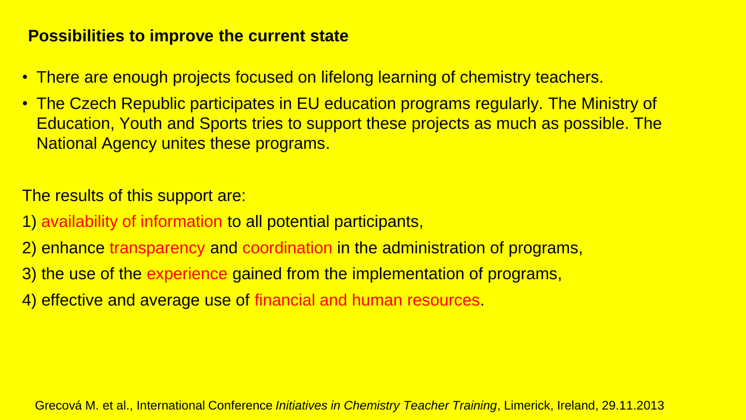## Possibilities to improve the current state

- There are enough projects focused on lifelong learning of chemistry teachers.
- The Czech Republic participates in EU education programs regularly. The Ministry of Education, Youth and Sports tries to support these projects as much as possible. The National Agency unites these programs.

The results of this support are:

1) availability of information to all potential participants,
2) enhance transparency and coordination in the administration of programs,
3) the use of the experience gained from the implementation of programs,
4) effective and average use of financial and human resources.

Grecová M. et al., International Conference *Initiatives in Chemistry Teacher Training*, Limerick, Ireland, 29.11.2013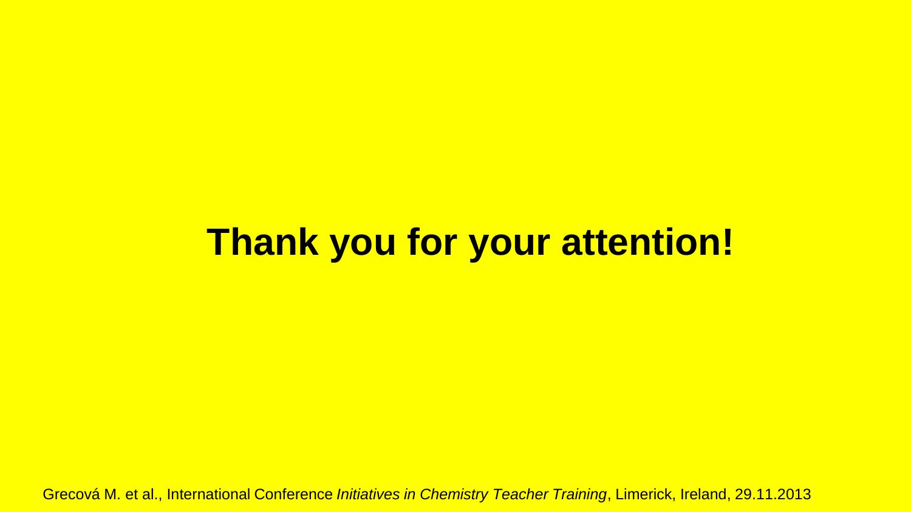# Thank you for your attention!